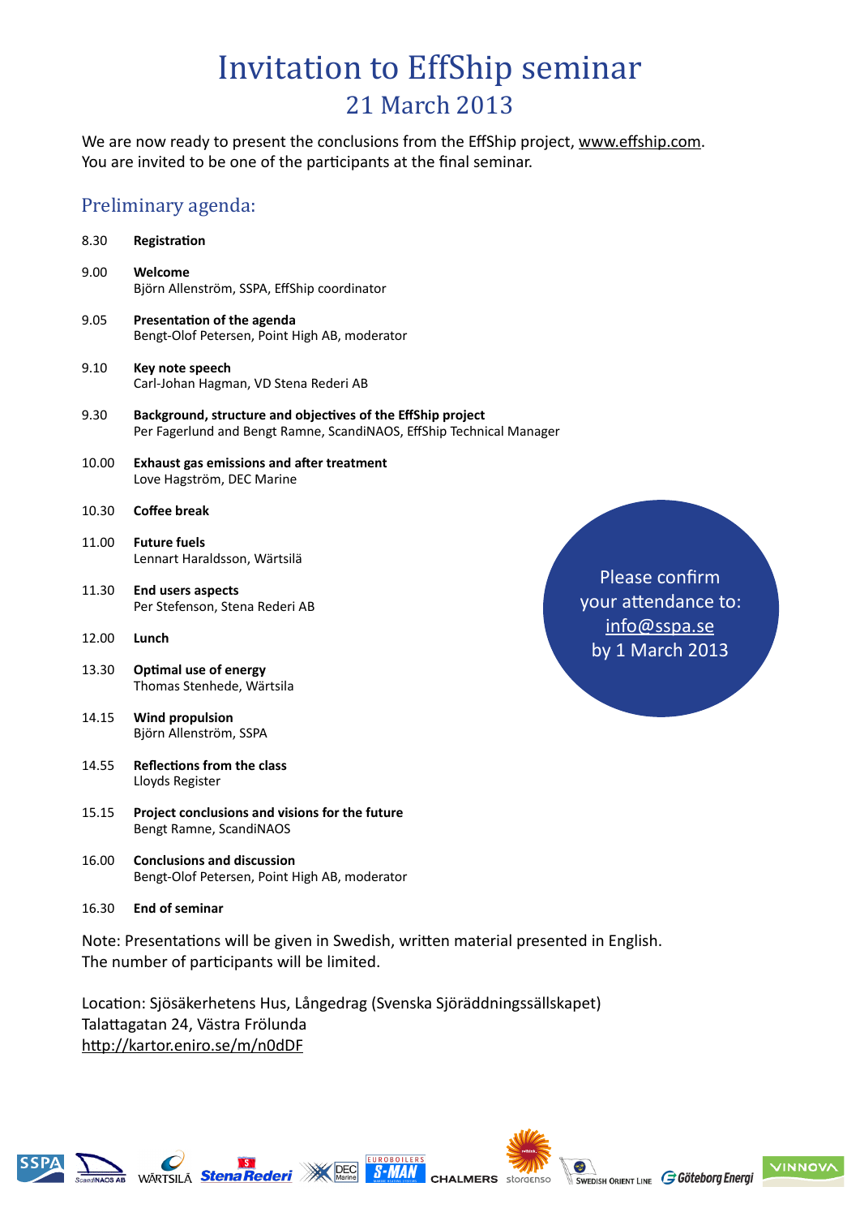# Invitation to EffShip seminar

## 21 March 2013

We are now ready to present the conclusions from the EffShip project, www.effship.com.
You are invited to be one of the participants at the final seminar.

## Preliminary agenda:

8.30 **Registration**

9.00 **Welcome**
Björn Allenström, SSPA, EffShip coordinator

9.05 **Presentation of the agenda**
Bengt-Olof Petersen, Point High AB, moderator

9.10 **Key note speech**
Carl-Johan Hagman, VD Stena Rederi AB

9.30 **Background, structure and objectives of the EffShip project**
Per Fagerlund and Bengt Ramne, ScandiNAOS, EffShip Technical Manager

10.00 **Exhaust gas emissions and after treatment**
Love Hagström, DEC Marine

10.30 **Coffee break**

11.00 **Future fuels**
Lennart Haraldsson, Wärtsilä

11.30 **End users aspects**
Per Stefenson, Stena Rederi AB

12.00 **Lunch**

13.30 **Optimal use of energy**
Thomas Stenhede, Wärtsila

14.15 **Wind propulsion**
Björn Allenström, SSPA

14.55 **Reflections from the class**
Lloyds Register

15.15 **Project conclusions and visions for the future**
Bengt Ramne, ScandiNAOS

16.00 **Conclusions and discussion**
Bengt-Olof Petersen, Point High AB, moderator

16.30 **End of seminar**

Please confirm your attendance to: info@sspa.se by 1 March 2013

Note: Presentations will be given in Swedish, written material presented in English.
The number of participants will be limited.

Location: Sjösäkerhetens Hus, Långedrag (Svenska Sjöräddningssällskapet)
Talattagatan 24, Västra Frölunda
http://kartor.eniro.se/m/n0dDF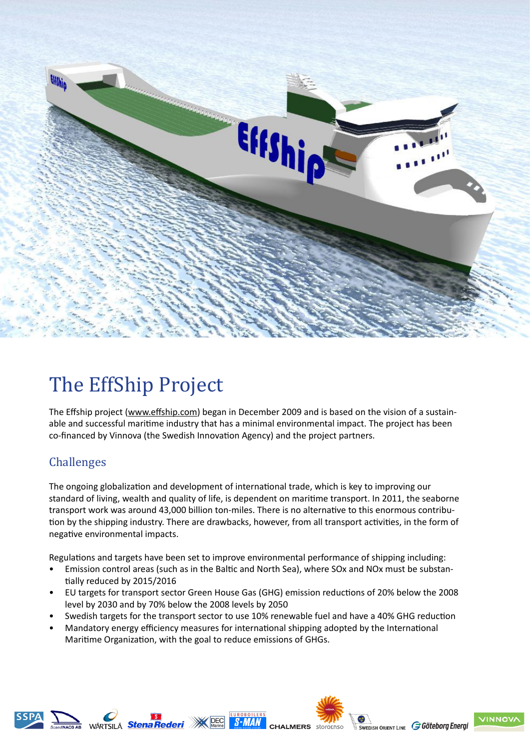# The EffShip Project

The Effship project (www.effship.com) began in December 2009 and is based on the vision of a sustainable and successful maritime industry that has a minimal environmental impact. The project has been co-financed by Vinnova (the Swedish Innovation Agency) and the project partners.

## Challenges

The ongoing globalization and development of international trade, which is key to improving our standard of living, wealth and quality of life, is dependent on maritime transport. In 2011, the seaborne transport work was around 43,000 billion ton-miles. There is no alternative to this enormous contribution by the shipping industry. There are drawbacks, however, from all transport activities, in the form of negative environmental impacts.

Regulations and targets have been set to improve environmental performance of shipping including:

- Emission control areas (such as in the Baltic and North Sea), where SOx and NOx must be substantially reduced by 2015/2016
- EU targets for transport sector Green House Gas (GHG) emission reductions of 20% below the 2008 level by 2030 and by 70% below the 2008 levels by 2050
- Swedish targets for the transport sector to use 10% renewable fuel and have a 40% GHG reduction
- Mandatory energy efficiency measures for international shipping adopted by the International Maritime Organization, with the goal to reduce emissions of GHGs.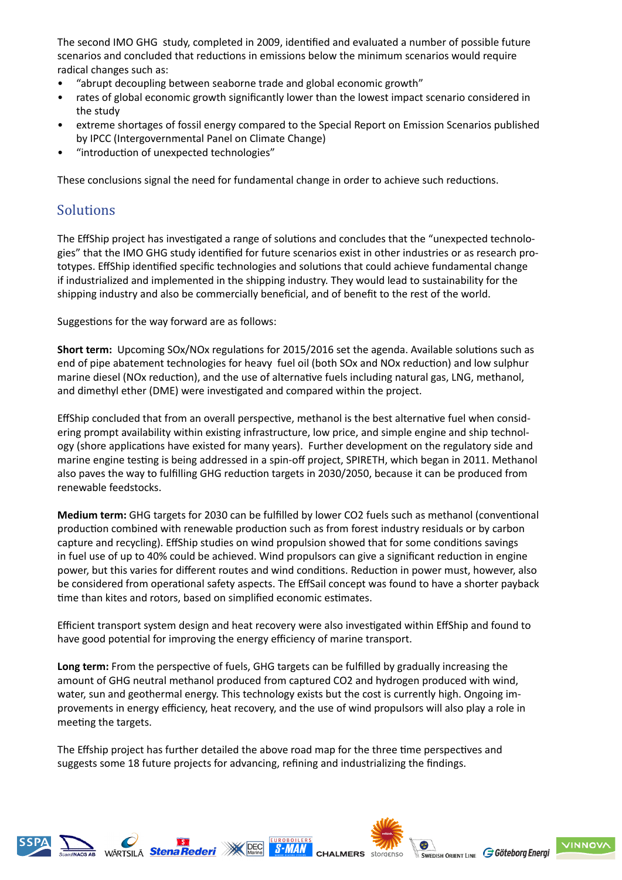The second IMO GHG study, completed in 2009, identified and evaluated a number of possible future scenarios and concluded that reductions in emissions below the minimum scenarios would require radical changes such as:

- "abrupt decoupling between seaborne trade and global economic growth"
- rates of global economic growth significantly lower than the lowest impact scenario considered in the study
- extreme shortages of fossil energy compared to the Special Report on Emission Scenarios published by IPCC (Intergovernmental Panel on Climate Change)
- "introduction of unexpected technologies"

These conclusions signal the need for fundamental change in order to achieve such reductions.

## Solutions

The EffShip project has investigated a range of solutions and concludes that the "unexpected technologies" that the IMO GHG study identified for future scenarios exist in other industries or as research prototypes. EffShip identified specific technologies and solutions that could achieve fundamental change if industrialized and implemented in the shipping industry. They would lead to sustainability for the shipping industry and also be commercially beneficial, and of benefit to the rest of the world.

Suggestions for the way forward are as follows:

**Short term:** Upcoming SOx/NOx regulations for 2015/2016 set the agenda. Available solutions such as end of pipe abatement technologies for heavy fuel oil (both SOx and NOx reduction) and low sulphur marine diesel (NOx reduction), and the use of alternative fuels including natural gas, LNG, methanol, and dimethyl ether (DME) were investigated and compared within the project.

EffShip concluded that from an overall perspective, methanol is the best alternative fuel when considering prompt availability within existing infrastructure, low price, and simple engine and ship technology (shore applications have existed for many years). Further development on the regulatory side and marine engine testing is being addressed in a spin-off project, SPIRETH, which began in 2011. Methanol also paves the way to fulfilling GHG reduction targets in 2030/2050, because it can be produced from renewable feedstocks.

**Medium term:** GHG targets for 2030 can be fulfilled by lower CO2 fuels such as methanol (conventional production combined with renewable production such as from forest industry residuals or by carbon capture and recycling). EffShip studies on wind propulsion showed that for some conditions savings in fuel use of up to 40% could be achieved. Wind propulsors can give a significant reduction in engine power, but this varies for different routes and wind conditions. Reduction in power must, however, also be considered from operational safety aspects. The EffSail concept was found to have a shorter payback time than kites and rotors, based on simplified economic estimates.

Efficient transport system design and heat recovery were also investigated within EffShip and found to have good potential for improving the energy efficiency of marine transport.

**Long term:** From the perspective of fuels, GHG targets can be fulfilled by gradually increasing the amount of GHG neutral methanol produced from captured CO2 and hydrogen produced with wind, water, sun and geothermal energy. This technology exists but the cost is currently high. Ongoing improvements in energy efficiency, heat recovery, and the use of wind propulsors will also play a role in meeting the targets.

The Effship project has further detailed the above road map for the three time perspectives and suggests some 18 future projects for advancing, refining and industrializing the findings.

SSPA ScandiNAOS AB WÄRTSILÄ StenaRederi DEC Marine EUROBOILERS S-MAN CHALMERS storaenso SWEDISH ORIENT LINE Göteborg Energi VINNOVA